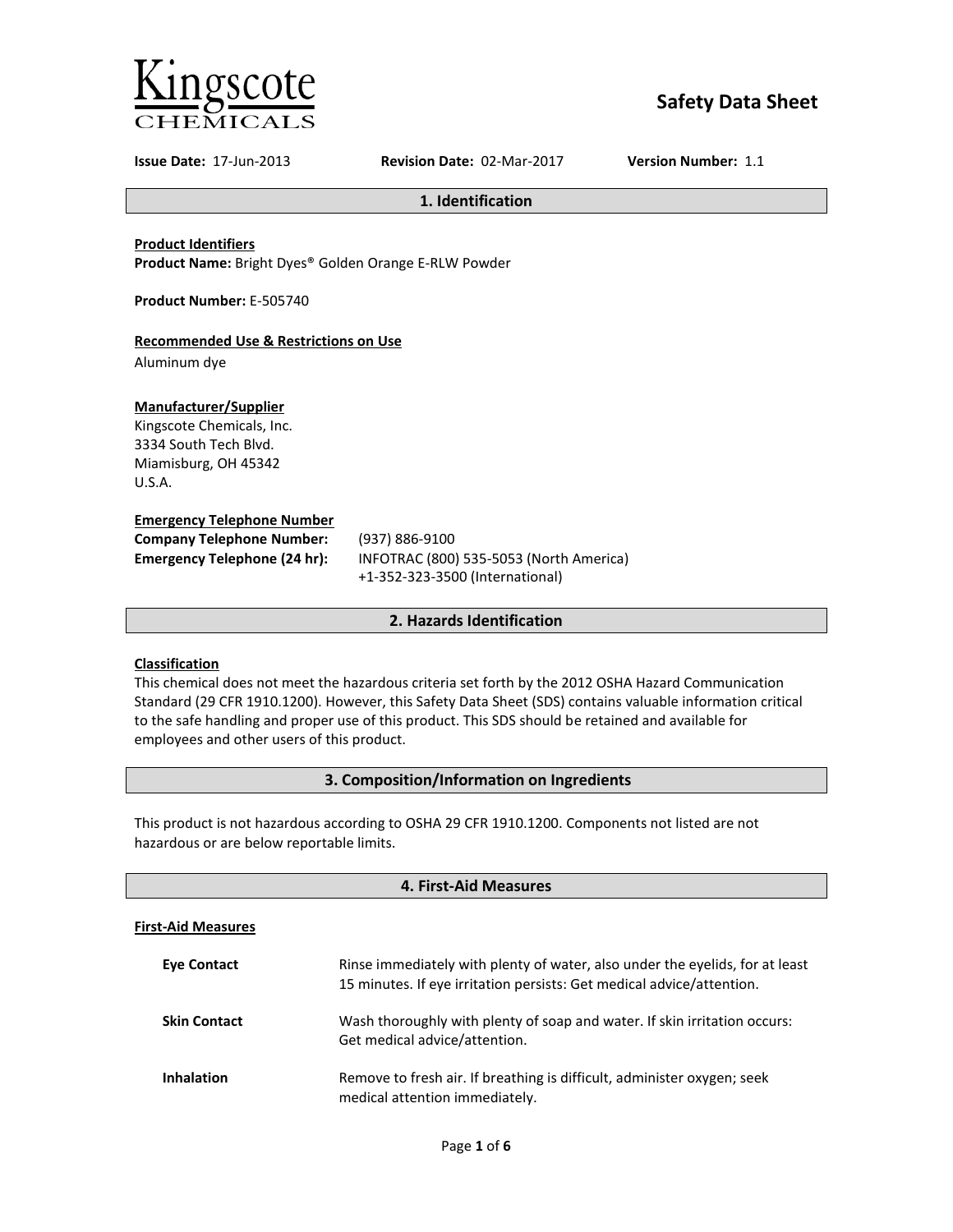Kingscote CHEMICALS

# Safety Data Sheet

**Issue Date:** 17-Jun-2013 **Revision Date:** 02-Mar-2017 **Version Number:** 1.1

## 1. Identification

**Product Identifiers**
**Product Name:** Bright Dyes® Golden Orange E-RLW Powder

**Product Number:** E-505740

**Recommended Use & Restrictions on Use**
Aluminum dye

**Manufacturer/Supplier**
Kingscote Chemicals, Inc.
3334 South Tech Blvd.
Miamisburg, OH 45342
U.S.A.

**Emergency Telephone Number**

| | |
|---|---|
| **Company Telephone Number:** | (937) 886-9100 |
| **Emergency Telephone (24 hr):** | INFOTRAC (800) 535-5053 (North America)<br>+1-352-323-3500 (International) |

## 2. Hazards Identification

**Classification**
This chemical does not meet the hazardous criteria set forth by the 2012 OSHA Hazard Communication Standard (29 CFR 1910.1200). However, this Safety Data Sheet (SDS) contains valuable information critical to the safe handling and proper use of this product. This SDS should be retained and available for employees and other users of this product.

## 3. Composition/Information on Ingredients

This product is not hazardous according to OSHA 29 CFR 1910.1200. Components not listed are not hazardous or are below reportable limits.

## 4. First-Aid Measures

**First-Aid Measures**

| | |
|---|---|
| **Eye Contact** | Rinse immediately with plenty of water, also under the eyelids, for at least 15 minutes. If eye irritation persists: Get medical advice/attention. |
| **Skin Contact** | Wash thoroughly with plenty of soap and water. If skin irritation occurs: Get medical advice/attention. |
| **Inhalation** | Remove to fresh air. If breathing is difficult, administer oxygen; seek medical attention immediately. |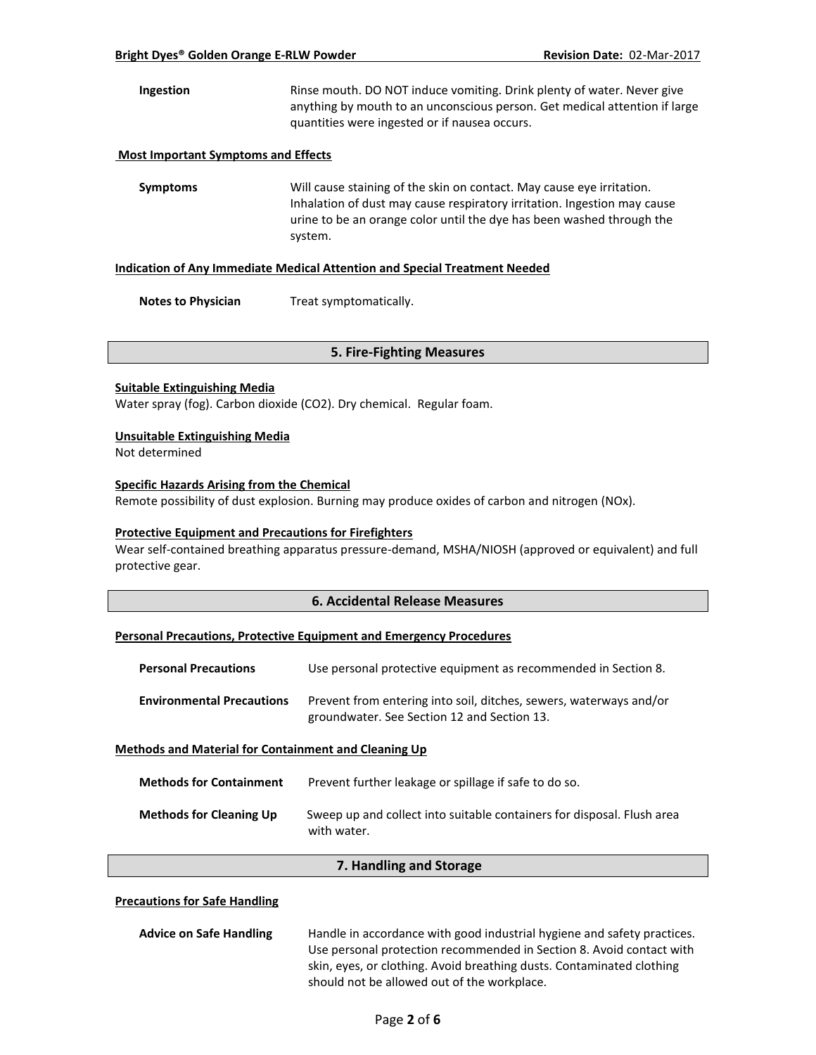| | |
|---|---|
| **Ingestion** | Rinse mouth. DO NOT induce vomiting. Drink plenty of water. Never give anything by mouth to an unconscious person. Get medical attention if large quantities were ingested or if nausea occurs. |

**Most Important Symptoms and Effects**

| | |
|---|---|
| **Symptoms** | Will cause staining of the skin on contact. May cause eye irritation. Inhalation of dust may cause respiratory irritation. Ingestion may cause urine to be an orange color until the dye has been washed through the system. |

**Indication of Any Immediate Medical Attention and Special Treatment Needed**

| | |
|---|---|
| **Notes to Physician** | Treat symptomatically. |

## 5. Fire-Fighting Measures

**Suitable Extinguishing Media**

Water spray (fog). Carbon dioxide ($CO_2$). Dry chemical. Regular foam.

**Unsuitable Extinguishing Media**

Not determined

**Specific Hazards Arising from the Chemical**

Remote possibility of dust explosion. Burning may produce oxides of carbon and nitrogen (NOx).

**Protective Equipment and Precautions for Firefighters**

Wear self-contained breathing apparatus pressure-demand, MSHA/NIOSH (approved or equivalent) and full protective gear.

## 6. Accidental Release Measures

**Personal Precautions, Protective Equipment and Emergency Procedures**

| | |
|---|---|
| **Personal Precautions** | Use personal protective equipment as recommended in Section 8. |
| **Environmental Precautions** | Prevent from entering into soil, ditches, sewers, waterways and/or groundwater. See Section 12 and Section 13. |

**Methods and Material for Containment and Cleaning Up**

| | |
|---|---|
| **Methods for Containment** | Prevent further leakage or spillage if safe to do so. |
| **Methods for Cleaning Up** | Sweep up and collect into suitable containers for disposal. Flush area with water. |

## 7. Handling and Storage

**Precautions for Safe Handling**

| | |
|---|---|
| **Advice on Safe Handling** | Handle in accordance with good industrial hygiene and safety practices. Use personal protection recommended in Section 8. Avoid contact with skin, eyes, or clothing. Avoid breathing dusts. Contaminated clothing should not be allowed out of the workplace. |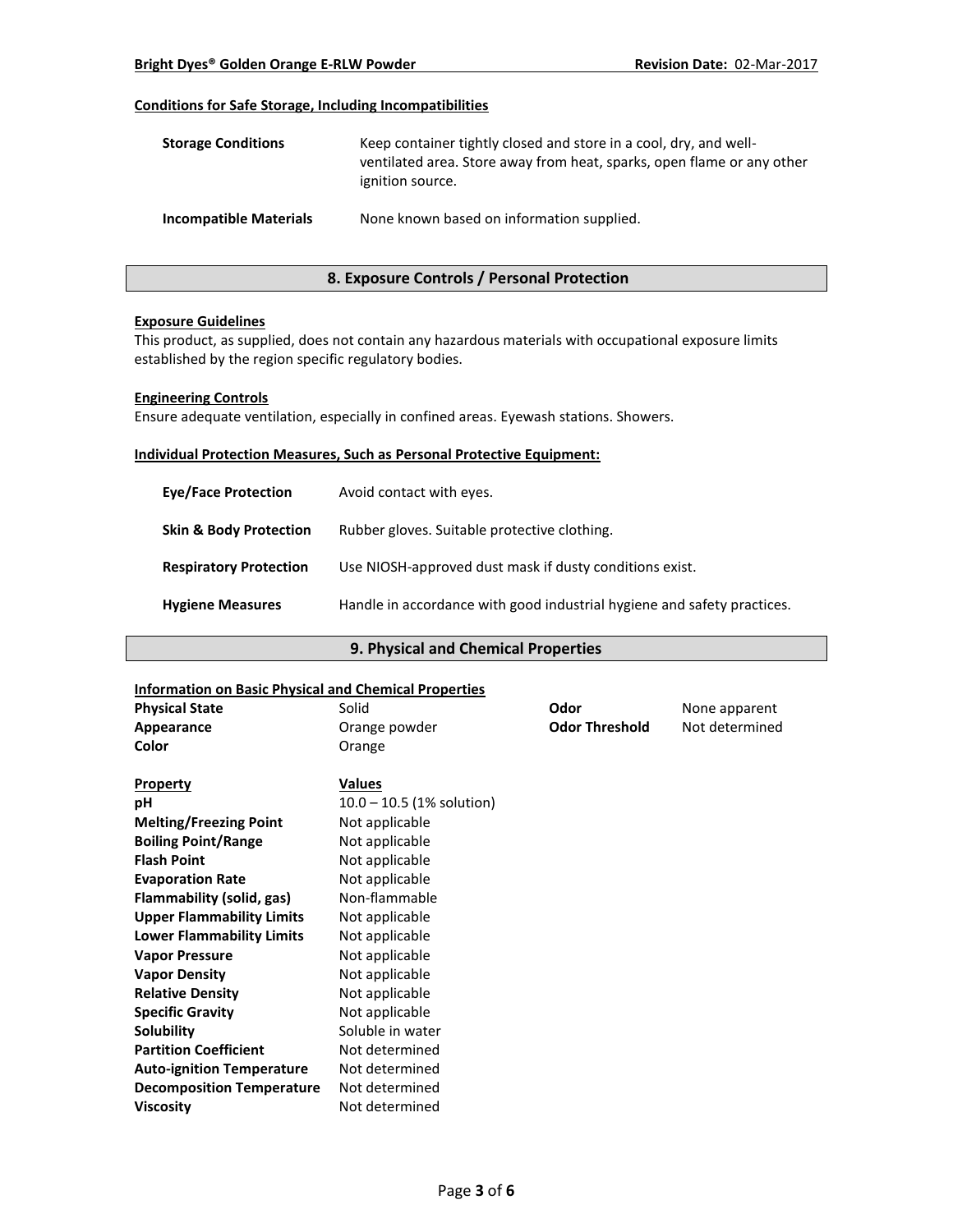#### Conditions for Safe Storage, Including Incompatibilities

| | |
|---|---|
| **Storage Conditions** | Keep container tightly closed and store in a cool, dry, and well-ventilated area. Store away from heat, sparks, open flame or any other ignition source. |
| **Incompatible Materials** | None known based on information supplied. |

## 8. Exposure Controls / Personal Protection

#### Exposure Guidelines

This product, as supplied, does not contain any hazardous materials with occupational exposure limits established by the region specific regulatory bodies.

#### Engineering Controls

Ensure adequate ventilation, especially in confined areas. Eyewash stations. Showers.

#### Individual Protection Measures, Such as Personal Protective Equipment:

| | |
|---|---|
| **Eye/Face Protection** | Avoid contact with eyes. |
| **Skin & Body Protection** | Rubber gloves. Suitable protective clothing. |
| **Respiratory Protection** | Use NIOSH-approved dust mask if dusty conditions exist. |
| **Hygiene Measures** | Handle in accordance with good industrial hygiene and safety practices. |

## 9. Physical and Chemical Properties

#### Information on Basic Physical and Chemical Properties

| | | | |
|---|---|---|---|
| **Physical State** | Solid | **Odor** | None apparent |
| **Appearance** | Orange powder | **Odor Threshold** | Not determined |
| **Color** | Orange | | |

| Property | Values |
|---|---|
| **pH** | 10.0 – 10.5 (1% solution) |
| **Melting/Freezing Point** | Not applicable |
| **Boiling Point/Range** | Not applicable |
| **Flash Point** | Not applicable |
| **Evaporation Rate** | Not applicable |
| **Flammability (solid, gas)** | Non-flammable |
| **Upper Flammability Limits** | Not applicable |
| **Lower Flammability Limits** | Not applicable |
| **Vapor Pressure** | Not applicable |
| **Vapor Density** | Not applicable |
| **Relative Density** | Not applicable |
| **Specific Gravity** | Not applicable |
| **Solubility** | Soluble in water |
| **Partition Coefficient** | Not determined |
| **Auto-ignition Temperature** | Not determined |
| **Decomposition Temperature** | Not determined |
| **Viscosity** | Not determined |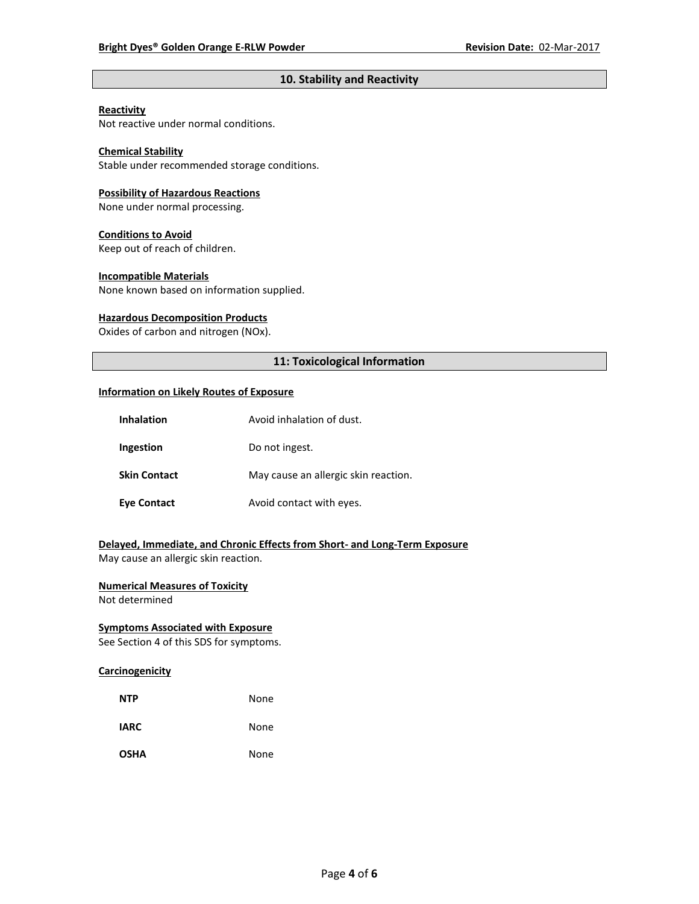## 10. Stability and Reactivity

**Reactivity**
Not reactive under normal conditions.

**Chemical Stability**
Stable under recommended storage conditions.

**Possibility of Hazardous Reactions**
None under normal processing.

**Conditions to Avoid**
Keep out of reach of children.

**Incompatible Materials**
None known based on information supplied.

**Hazardous Decomposition Products**
Oxides of carbon and nitrogen (NOx).

## 11: Toxicological Information

**Information on Likely Routes of Exposure**

| | |
|---|---|
| **Inhalation** | Avoid inhalation of dust. |
| **Ingestion** | Do not ingest. |
| **Skin Contact** | May cause an allergic skin reaction. |
| **Eye Contact** | Avoid contact with eyes. |

**Delayed, Immediate, and Chronic Effects from Short- and Long-Term Exposure**
May cause an allergic skin reaction.

**Numerical Measures of Toxicity**
Not determined

**Symptoms Associated with Exposure**
See Section 4 of this SDS for symptoms.

**Carcinogenicity**

| | |
|---|---|
| **NTP** | None |
| **IARC** | None |
| **OSHA** | None |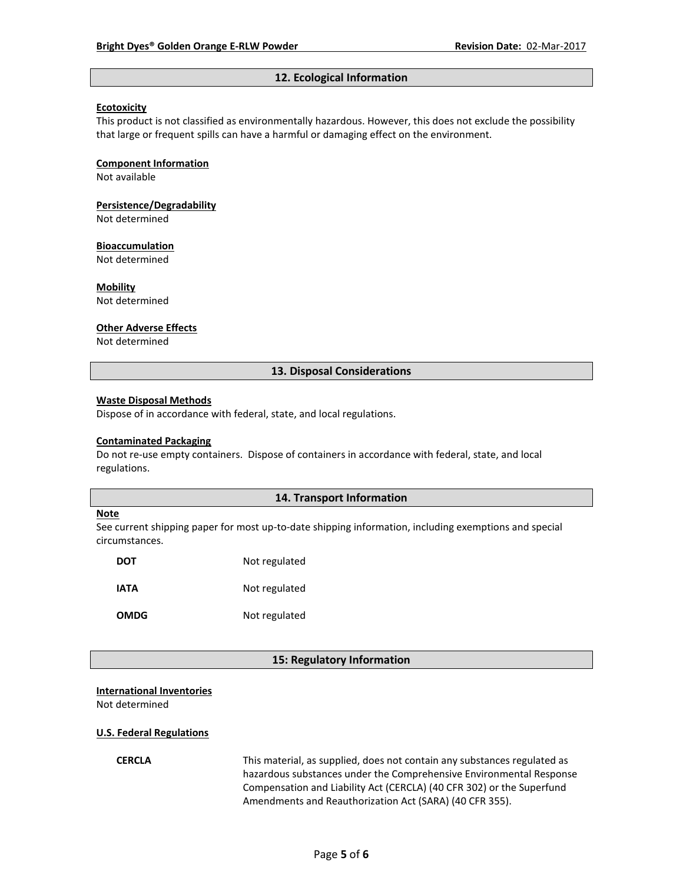## 12. Ecological Information

**Ecotoxicity**

This product is not classified as environmentally hazardous. However, this does not exclude the possibility that large or frequent spills can have a harmful or damaging effect on the environment.

**Component Information**

Not available

**Persistence/Degradability**

Not determined

**Bioaccumulation**

Not determined

**Mobility**

Not determined

**Other Adverse Effects**

Not determined

## 13. Disposal Considerations

**Waste Disposal Methods**

Dispose of in accordance with federal, state, and local regulations.

**Contaminated Packaging**

Do not re-use empty containers. Dispose of containers in accordance with federal, state, and local regulations.

## 14. Transport Information

**Note**

See current shipping paper for most up-to-date shipping information, including exemptions and special circumstances.

| | |
|---|---|
| **DOT** | Not regulated |
| **IATA** | Not regulated |
| **OMDG** | Not regulated |

## 15: Regulatory Information

**International Inventories**

Not determined

**U.S. Federal Regulations**

| | |
|---|---|
| **CERCLA** | This material, as supplied, does not contain any substances regulated as hazardous substances under the Comprehensive Environmental Response Compensation and Liability Act (CERCLA) (40 CFR 302) or the Superfund Amendments and Reauthorization Act (SARA) (40 CFR 355). |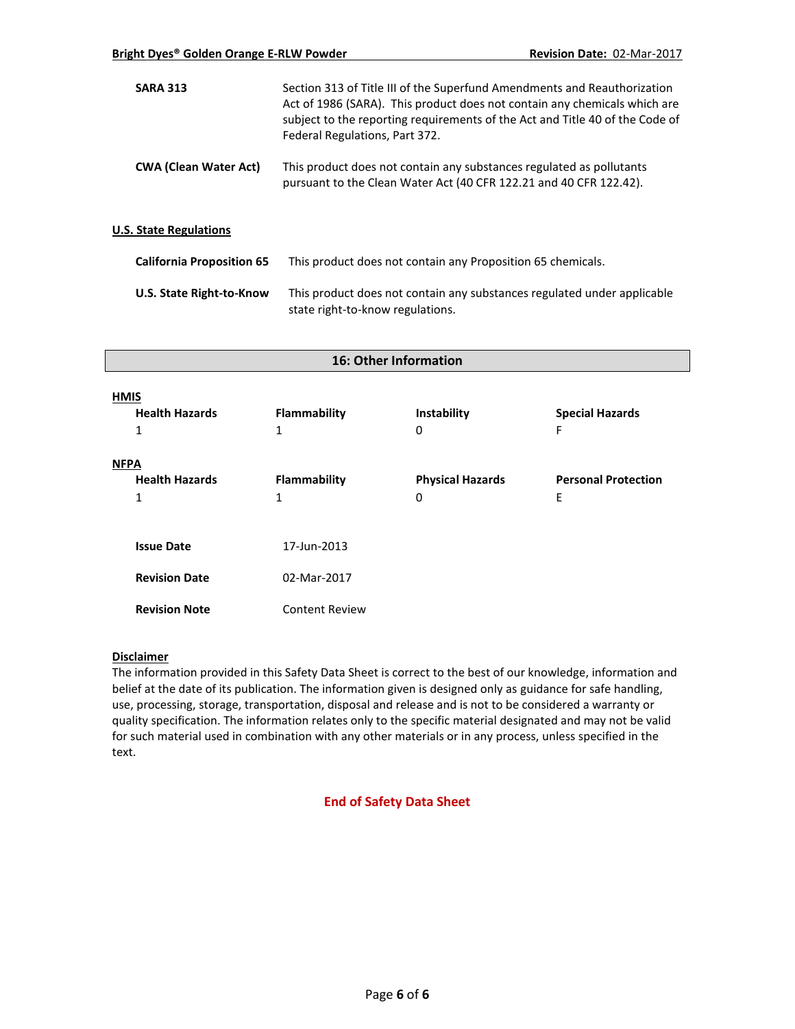| | |
|---|---|
| **SARA 313** | Section 313 of Title III of the Superfund Amendments and Reauthorization Act of 1986 (SARA). This product does not contain any chemicals which are subject to the reporting requirements of the Act and Title 40 of the Code of Federal Regulations, Part 372. |
| **CWA (Clean Water Act)** | This product does not contain any substances regulated as pollutants pursuant to the Clean Water Act (40 CFR 122.21 and 40 CFR 122.42). |

**U.S. State Regulations**

| | |
|---|---|
| **California Proposition 65** | This product does not contain any Proposition 65 chemicals. |
| **U.S. State Right-to-Know** | This product does not contain any substances regulated under applicable state right-to-know regulations. |

## 16: Other Information

**HMIS**

| Health Hazards | Flammability | Instability | Special Hazards |
|---|---|---|---|
| 1 | 1 | 0 | F |

**NFPA**

| Health Hazards | Flammability | Physical Hazards | Personal Protection |
|---|---|---|---|
| 1 | 1 | 0 | E |

| | |
|---|---|
| **Issue Date** | 17-Jun-2013 |
| **Revision Date** | 02-Mar-2017 |
| **Revision Note** | Content Review |

**Disclaimer**

The information provided in this Safety Data Sheet is correct to the best of our knowledge, information and belief at the date of its publication. The information given is designed only as guidance for safe handling, use, processing, storage, transportation, disposal and release and is not to be considered a warranty or quality specification. The information relates only to the specific material designated and may not be valid for such material used in combination with any other materials or in any process, unless specified in the text.

**End of Safety Data Sheet**